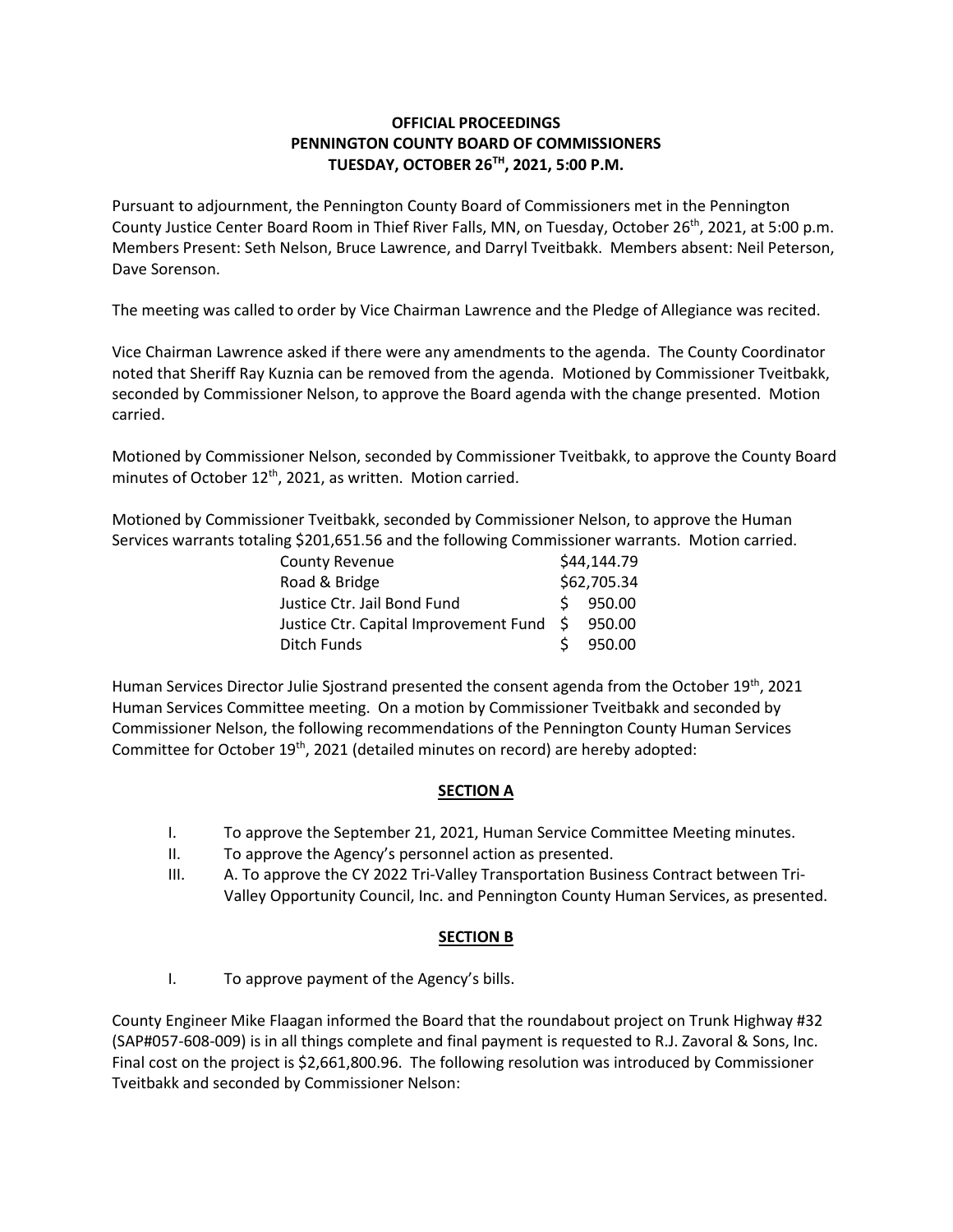# OFFICIAL PROCEEDINGS
# PENNINGTON COUNTY BOARD OF COMMISSIONERS
# TUESDAY, OCTOBER 26TH, 2021, 5:00 P.M.

Pursuant to adjournment, the Pennington County Board of Commissioners met in the Pennington County Justice Center Board Room in Thief River Falls, MN, on Tuesday, October 26th, 2021, at 5:00 p.m. Members Present: Seth Nelson, Bruce Lawrence, and Darryl Tveitbakk. Members absent: Neil Peterson, Dave Sorenson.

The meeting was called to order by Vice Chairman Lawrence and the Pledge of Allegiance was recited.

Vice Chairman Lawrence asked if there were any amendments to the agenda. The County Coordinator noted that Sheriff Ray Kuznia can be removed from the agenda. Motioned by Commissioner Tveitbakk, seconded by Commissioner Nelson, to approve the Board agenda with the change presented. Motion carried.

Motioned by Commissioner Nelson, seconded by Commissioner Tveitbakk, to approve the County Board minutes of October 12th, 2021, as written. Motion carried.

Motioned by Commissioner Tveitbakk, seconded by Commissioner Nelson, to approve the Human Services warrants totaling $201,651.56 and the following Commissioner warrants. Motion carried.

| | |
|---|---|
| County Revenue | $44,144.79 |
| Road & Bridge | $62,705.34 |
| Justice Ctr. Jail Bond Fund | $ 950.00 |
| Justice Ctr. Capital Improvement Fund | $ 950.00 |
| Ditch Funds | $ 950.00 |

Human Services Director Julie Sjostrand presented the consent agenda from the October 19th, 2021 Human Services Committee meeting. On a motion by Commissioner Tveitbakk and seconded by Commissioner Nelson, the following recommendations of the Pennington County Human Services Committee for October 19th, 2021 (detailed minutes on record) are hereby adopted:

## SECTION A

I. To approve the September 21, 2021, Human Service Committee Meeting minutes.

II. To approve the Agency's personnel action as presented.

III. A. To approve the CY 2022 Tri-Valley Transportation Business Contract between Tri-Valley Opportunity Council, Inc. and Pennington County Human Services, as presented.

## SECTION B

I. To approve payment of the Agency's bills.

County Engineer Mike Flaagan informed the Board that the roundabout project on Trunk Highway #32 (SAP#057-608-009) is in all things complete and final payment is requested to R.J. Zavoral & Sons, Inc. Final cost on the project is $2,661,800.96. The following resolution was introduced by Commissioner Tveitbakk and seconded by Commissioner Nelson: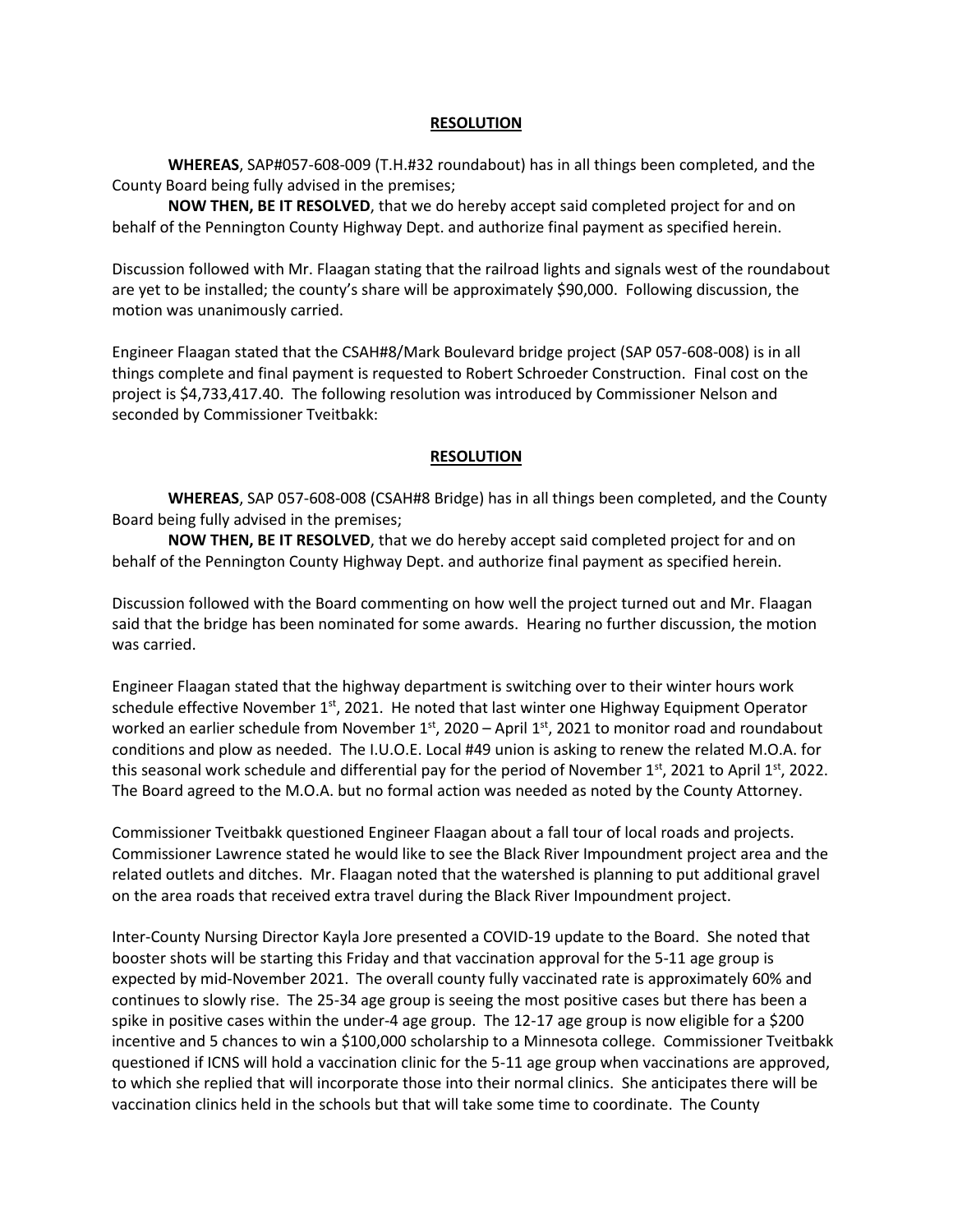**RESOLUTION**

**WHEREAS**, SAP#057-608-009 (T.H.#32 roundabout) has in all things been completed, and the County Board being fully advised in the premises;

**NOW THEN, BE IT RESOLVED**, that we do hereby accept said completed project for and on behalf of the Pennington County Highway Dept. and authorize final payment as specified herein.

Discussion followed with Mr. Flaagan stating that the railroad lights and signals west of the roundabout are yet to be installed; the county's share will be approximately $90,000. Following discussion, the motion was unanimously carried.

Engineer Flaagan stated that the CSAH#8/Mark Boulevard bridge project (SAP 057-608-008) is in all things complete and final payment is requested to Robert Schroeder Construction. Final cost on the project is $4,733,417.40. The following resolution was introduced by Commissioner Nelson and seconded by Commissioner Tveitbakk:

**RESOLUTION**

**WHEREAS**, SAP 057-608-008 (CSAH#8 Bridge) has in all things been completed, and the County Board being fully advised in the premises;

**NOW THEN, BE IT RESOLVED**, that we do hereby accept said completed project for and on behalf of the Pennington County Highway Dept. and authorize final payment as specified herein.

Discussion followed with the Board commenting on how well the project turned out and Mr. Flaagan said that the bridge has been nominated for some awards. Hearing no further discussion, the motion was carried.

Engineer Flaagan stated that the highway department is switching over to their winter hours work schedule effective November 1st, 2021. He noted that last winter one Highway Equipment Operator worked an earlier schedule from November 1st, 2020 – April 1st, 2021 to monitor road and roundabout conditions and plow as needed. The I.U.O.E. Local #49 union is asking to renew the related M.O.A. for this seasonal work schedule and differential pay for the period of November 1st, 2021 to April 1st, 2022. The Board agreed to the M.O.A. but no formal action was needed as noted by the County Attorney.

Commissioner Tveitbakk questioned Engineer Flaagan about a fall tour of local roads and projects. Commissioner Lawrence stated he would like to see the Black River Impoundment project area and the related outlets and ditches. Mr. Flaagan noted that the watershed is planning to put additional gravel on the area roads that received extra travel during the Black River Impoundment project.

Inter-County Nursing Director Kayla Jore presented a COVID-19 update to the Board. She noted that booster shots will be starting this Friday and that vaccination approval for the 5-11 age group is expected by mid-November 2021. The overall county fully vaccinated rate is approximately 60% and continues to slowly rise. The 25-34 age group is seeing the most positive cases but there has been a spike in positive cases within the under-4 age group. The 12-17 age group is now eligible for a $200 incentive and 5 chances to win a $100,000 scholarship to a Minnesota college. Commissioner Tveitbakk questioned if ICNS will hold a vaccination clinic for the 5-11 age group when vaccinations are approved, to which she replied that will incorporate those into their normal clinics. She anticipates there will be vaccination clinics held in the schools but that will take some time to coordinate. The County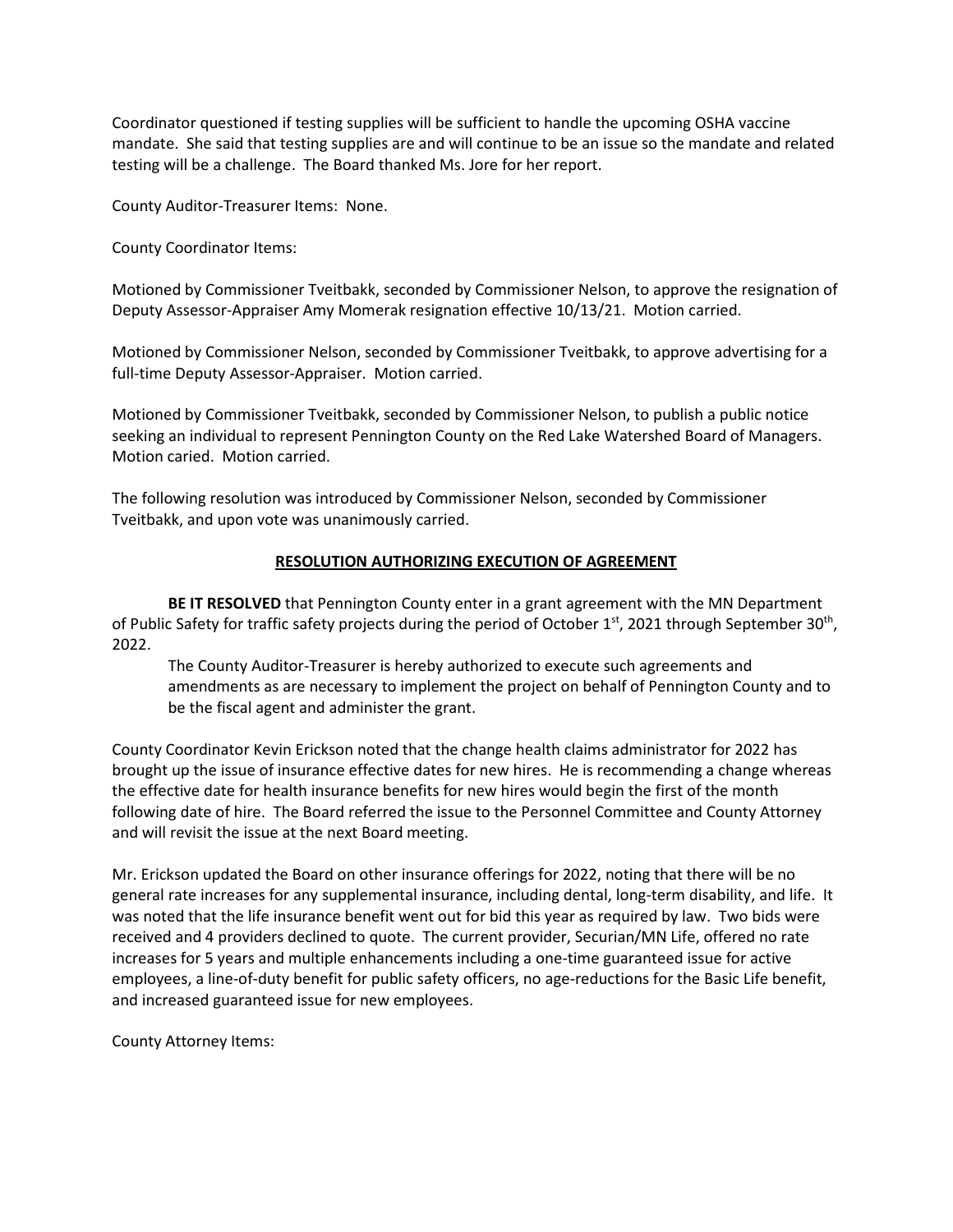Coordinator questioned if testing supplies will be sufficient to handle the upcoming OSHA vaccine mandate. She said that testing supplies are and will continue to be an issue so the mandate and related testing will be a challenge. The Board thanked Ms. Jore for her report.

County Auditor-Treasurer Items: None.

County Coordinator Items:

Motioned by Commissioner Tveitbakk, seconded by Commissioner Nelson, to approve the resignation of Deputy Assessor-Appraiser Amy Momerak resignation effective 10/13/21. Motion carried.

Motioned by Commissioner Nelson, seconded by Commissioner Tveitbakk, to approve advertising for a full-time Deputy Assessor-Appraiser. Motion carried.

Motioned by Commissioner Tveitbakk, seconded by Commissioner Nelson, to publish a public notice seeking an individual to represent Pennington County on the Red Lake Watershed Board of Managers. Motion caried. Motion carried.

The following resolution was introduced by Commissioner Nelson, seconded by Commissioner Tveitbakk, and upon vote was unanimously carried.

**RESOLUTION AUTHORIZING EXECUTION OF AGREEMENT**

**BE IT RESOLVED** that Pennington County enter in a grant agreement with the MN Department of Public Safety for traffic safety projects during the period of October 1st, 2021 through September 30th, 2022.

The County Auditor-Treasurer is hereby authorized to execute such agreements and amendments as are necessary to implement the project on behalf of Pennington County and to be the fiscal agent and administer the grant.

County Coordinator Kevin Erickson noted that the change health claims administrator for 2022 has brought up the issue of insurance effective dates for new hires. He is recommending a change whereas the effective date for health insurance benefits for new hires would begin the first of the month following date of hire. The Board referred the issue to the Personnel Committee and County Attorney and will revisit the issue at the next Board meeting.

Mr. Erickson updated the Board on other insurance offerings for 2022, noting that there will be no general rate increases for any supplemental insurance, including dental, long-term disability, and life. It was noted that the life insurance benefit went out for bid this year as required by law. Two bids were received and 4 providers declined to quote. The current provider, Securian/MN Life, offered no rate increases for 5 years and multiple enhancements including a one-time guaranteed issue for active employees, a line-of-duty benefit for public safety officers, no age-reductions for the Basic Life benefit, and increased guaranteed issue for new employees.

County Attorney Items: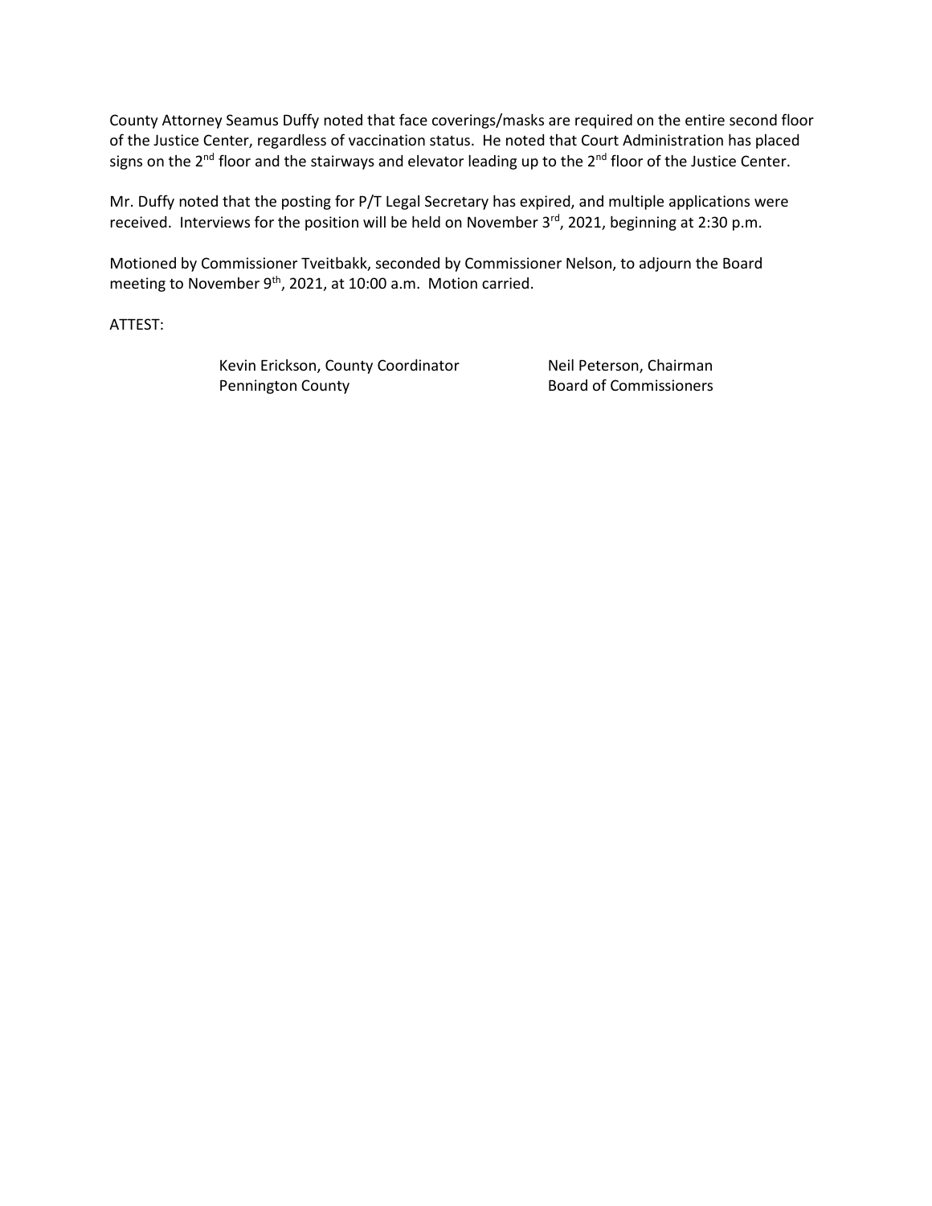County Attorney Seamus Duffy noted that face coverings/masks are required on the entire second floor of the Justice Center, regardless of vaccination status. He noted that Court Administration has placed signs on the 2nd floor and the stairways and elevator leading up to the 2nd floor of the Justice Center.

Mr. Duffy noted that the posting for P/T Legal Secretary has expired, and multiple applications were received. Interviews for the position will be held on November 3rd, 2021, beginning at 2:30 p.m.

Motioned by Commissioner Tveitbakk, seconded by Commissioner Nelson, to adjourn the Board meeting to November 9th, 2021, at 10:00 a.m. Motion carried.

ATTEST:

Kevin Erickson, County Coordinator
Pennington County

Neil Peterson, Chairman
Board of Commissioners